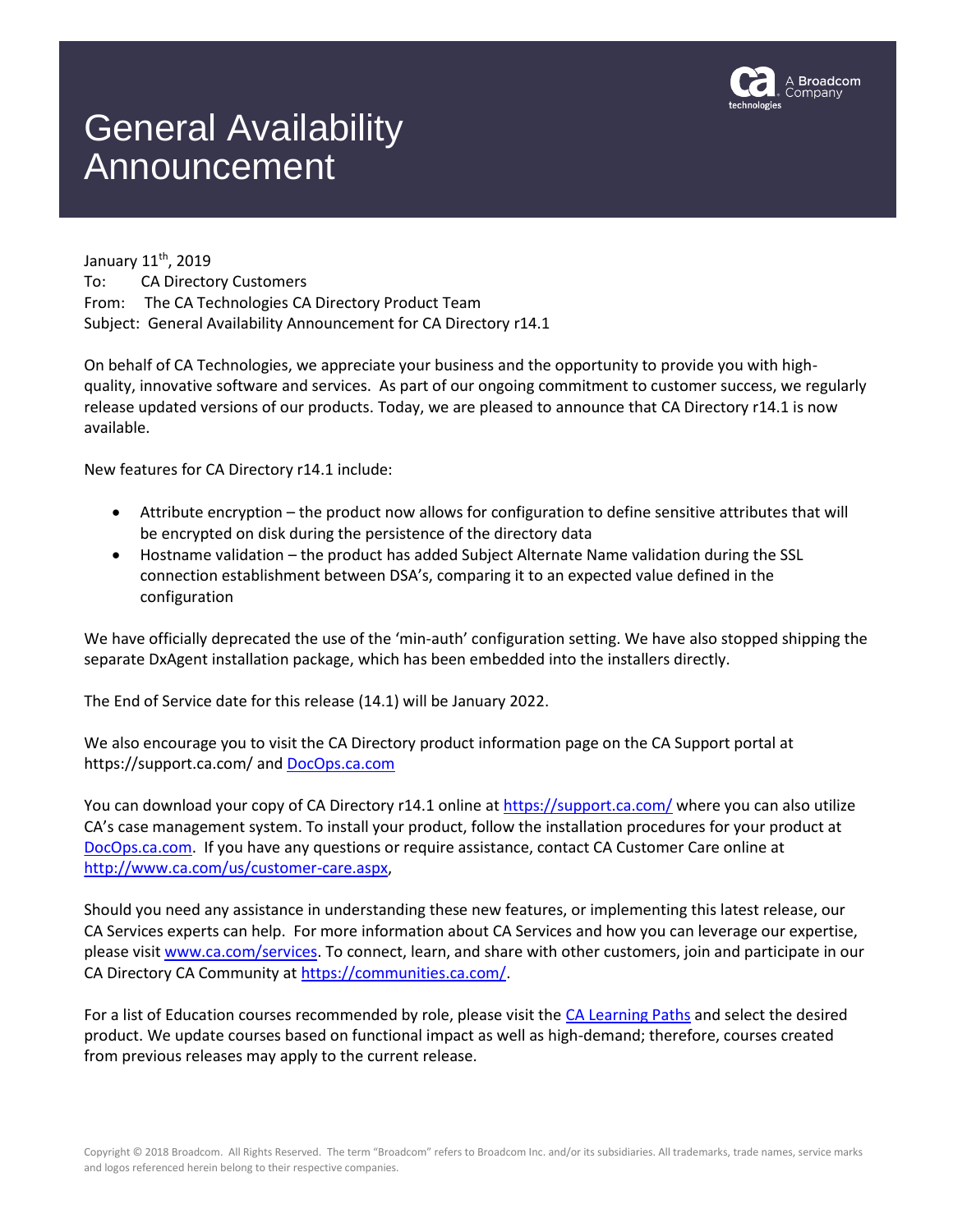# General Availability Announcement

January 11th, 2019
To: CA Directory Customers
From: The CA Technologies CA Directory Product Team
Subject: General Availability Announcement for CA Directory r14.1

On behalf of CA Technologies, we appreciate your business and the opportunity to provide you with high-quality, innovative software and services. As part of our ongoing commitment to customer success, we regularly release updated versions of our products. Today, we are pleased to announce that CA Directory r14.1 is now available.

New features for CA Directory r14.1 include:

- Attribute encryption – the product now allows for configuration to define sensitive attributes that will be encrypted on disk during the persistence of the directory data
- Hostname validation – the product has added Subject Alternate Name validation during the SSL connection establishment between DSA's, comparing it to an expected value defined in the configuration

We have officially deprecated the use of the 'min-auth' configuration setting. We have also stopped shipping the separate DxAgent installation package, which has been embedded into the installers directly.

The End of Service date for this release (14.1) will be January 2022.

We also encourage you to visit the CA Directory product information page on the CA Support portal at https://support.ca.com/ and [DocOps.ca.com](DocOps.ca.com)

You can download your copy of CA Directory r14.1 online at [https://support.ca.com/](https://support.ca.com/) where you can also utilize CA's case management system. To install your product, follow the installation procedures for your product at [DocOps.ca.com](DocOps.ca.com). If you have any questions or require assistance, contact CA Customer Care online at [http://www.ca.com/us/customer-care.aspx](http://www.ca.com/us/customer-care.aspx),

Should you need any assistance in understanding these new features, or implementing this latest release, our CA Services experts can help. For more information about CA Services and how you can leverage our expertise, please visit [www.ca.com/services](www.ca.com/services). To connect, learn, and share with other customers, join and participate in our CA Directory CA Community at [https://communities.ca.com/](https://communities.ca.com/).

For a list of Education courses recommended by role, please visit the CA Learning Paths and select the desired product. We update courses based on functional impact as well as high-demand; therefore, courses created from previous releases may apply to the current release.

Copyright © 2018 Broadcom. All Rights Reserved. The term "Broadcom" refers to Broadcom Inc. and/or its subsidiaries. All trademarks, trade names, service marks and logos referenced herein belong to their respective companies.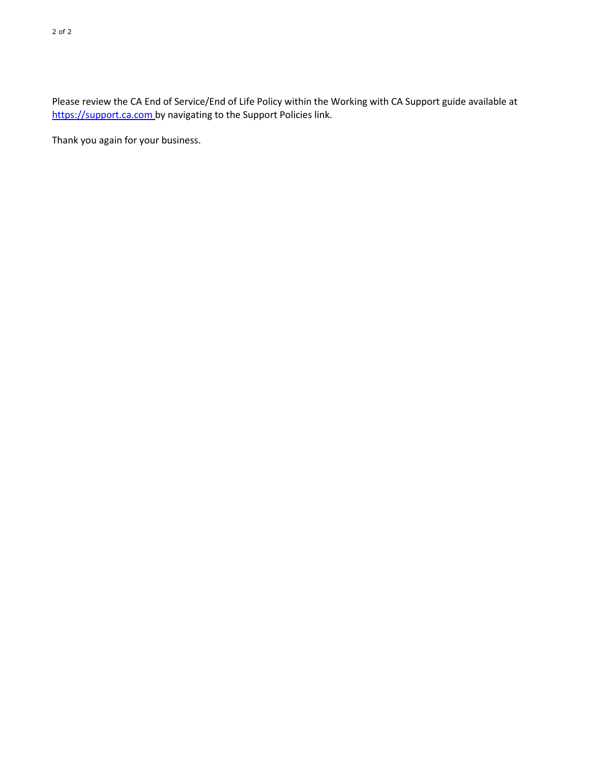Please review the CA End of Service/End of Life Policy within the Working with CA Support guide available at [https://support.ca.com](https://support.ca.com) by navigating to the Support Policies link.

Thank you again for your business.